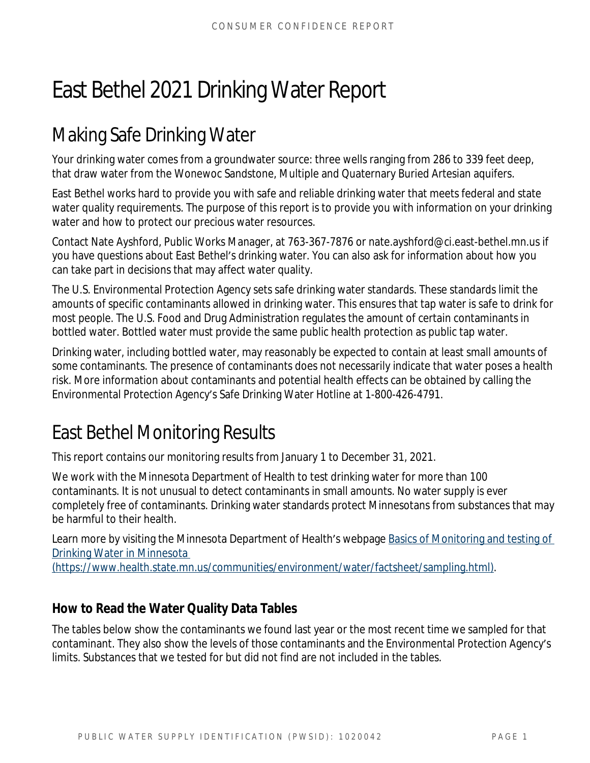# East Bethel 2021 Drinking Water Report

## Making Safe Drinking Water

Your drinking water comes from a groundwater source: three wells ranging from 286 to 339 feet deep, that draw water from the Wonewoc Sandstone, Multiple and Quaternary Buried Artesian aquifers.

East Bethel works hard to provide you with safe and reliable drinking water that meets federal and state water quality requirements. The purpose of this report is to provide you with information on your drinking water and how to protect our precious water resources.

Contact Nate Ayshford, Public Works Manager, at 763-367-7876 or nate.ayshford@ci.east-bethel.mn.us if you have questions about East Bethel's drinking water. You can also ask for information about how you can take part in decisions that may affect water quality.

The U.S. Environmental Protection Agency sets safe drinking water standards. These standards limit the amounts of specific contaminants allowed in drinking water. This ensures that tap water is safe to drink for most people. The U.S. Food and Drug Administration regulates the amount of certain contaminants in bottled water. Bottled water must provide the same public health protection as public tap water.

Drinking water, including bottled water, may reasonably be expected to contain at least small amounts of some contaminants. The presence of contaminants does not necessarily indicate that water poses a health risk. More information about contaminants and potential health effects can be obtained by calling the Environmental Protection Agency's Safe Drinking Water Hotline at 1-800-426-4791.

## East Bethel Monitoring Results

This report contains our monitoring results from January 1 to December 31, 2021.

We work with the Minnesota Department of Health to test drinking water for more than 100 contaminants. It is not unusual to detect contaminants in small amounts. No water supply is ever completely free of contaminants. Drinking water standards protect Minnesotans from substances that may be harmful to their health.

Learn more by visiting the Minnesota Department of Health's webpage [Basics of Monitoring and testing of Drinking Water in Minnesota (https://www.health.state.mn.us/communities/environment/water/factsheet/sampling.html)](https://www.health.state.mn.us/communities/environment/water/factsheet/sampling.html).

### How to Read the Water Quality Data Tables

The tables below show the contaminants we found last year or the most recent time we sampled for that contaminant. They also show the levels of those contaminants and the Environmental Protection Agency's limits. Substances that we tested for but did not find are not included in the tables.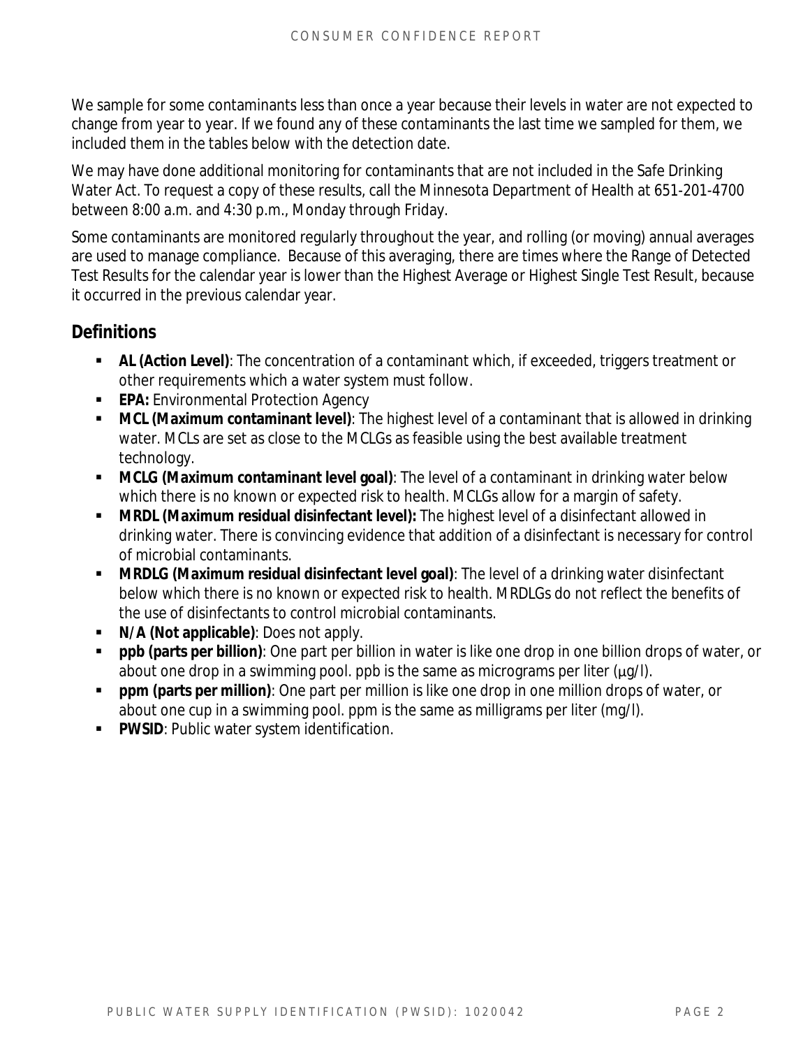We sample for some contaminants less than once a year because their levels in water are not expected to change from year to year. If we found any of these contaminants the last time we sampled for them, we included them in the tables below with the detection date.

We may have done additional monitoring for contaminants that are not included in the Safe Drinking Water Act. To request a copy of these results, call the Minnesota Department of Health at 651-201-4700 between 8:00 a.m. and 4:30 p.m., Monday through Friday.

Some contaminants are monitored regularly throughout the year, and rolling (or moving) annual averages are used to manage compliance. Because of this averaging, there are times where the Range of Detected Test Results for the calendar year is lower than the Highest Average or Highest Single Test Result, because it occurred in the previous calendar year.

## Definitions

- **AL (Action Level)**: The concentration of a contaminant which, if exceeded, triggers treatment or other requirements which a water system must follow.
- **EPA:** Environmental Protection Agency
- **MCL (Maximum contaminant level)**: The highest level of a contaminant that is allowed in drinking water. MCLs are set as close to the MCLGs as feasible using the best available treatment technology.
- **MCLG (Maximum contaminant level goal)**: The level of a contaminant in drinking water below which there is no known or expected risk to health. MCLGs allow for a margin of safety.
- **MRDL (Maximum residual disinfectant level):** The highest level of a disinfectant allowed in drinking water. There is convincing evidence that addition of a disinfectant is necessary for control of microbial contaminants.
- **MRDLG (Maximum residual disinfectant level goal)**: The level of a drinking water disinfectant below which there is no known or expected risk to health. MRDLGs do not reflect the benefits of the use of disinfectants to control microbial contaminants.
- **N/A (Not applicable)**: Does not apply.
- **ppb (parts per billion)**: One part per billion in water is like one drop in one billion drops of water, or about one drop in a swimming pool. ppb is the same as micrograms per liter (μg/l).
- **ppm (parts per million)**: One part per million is like one drop in one million drops of water, or about one cup in a swimming pool. ppm is the same as milligrams per liter (mg/l).
- **PWSID**: Public water system identification.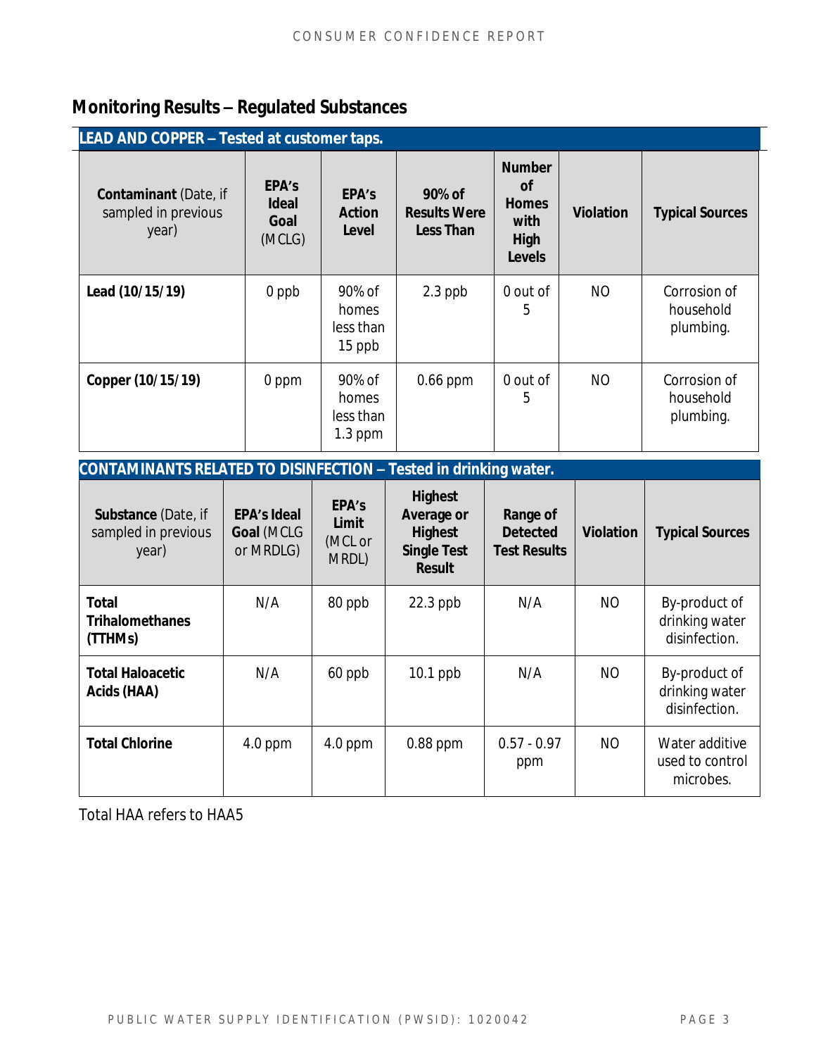## Monitoring Results – Regulated Substances

| **LEAD AND COPPER – Tested at customer taps.** | | | | | | |
|---|---|---|---|---|---|---|
| **Contaminant** (Date, if sampled in previous year) | **EPA's Ideal Goal** (MCLG) | **EPA's Action Level** | **90% of Results Were Less Than** | **Number of Homes with High Levels** | **Violation** | **Typical Sources** |
| **Lead (10/15/19)** | 0 ppb | 90% of homes less than 15 ppb | 2.3 ppb | 0 out of 5 | NO | Corrosion of household plumbing. |
| **Copper (10/15/19)** | 0 ppm | 90% of homes less than 1.3 ppm | 0.66 ppm | 0 out of 5 | NO | Corrosion of household plumbing. |

| **CONTAMINANTS RELATED TO DISINFECTION – Tested in drinking water.** | | | | | | |
|---|---|---|---|---|---|---|
| **Substance** (Date, if sampled in previous year) | **EPA's Ideal Goal** (MCLG or MRDLG) | **EPA's Limit** (MCL or MRDL) | **Highest Average or Highest Single Test Result** | **Range of Detected Test Results** | **Violation** | **Typical Sources** |
| **Total Trihalomethanes (TTHMs)** | N/A | 80 ppb | 22.3 ppb | N/A | NO | By-product of drinking water disinfection. |
| **Total Haloacetic Acids (HAA)** | N/A | 60 ppb | 10.1 ppb | N/A | NO | By-product of drinking water disinfection. |
| **Total Chlorine** | 4.0 ppm | 4.0 ppm | 0.88 ppm | 0.57 - 0.97 ppm | NO | Water additive used to control microbes. |

Total HAA refers to HAA5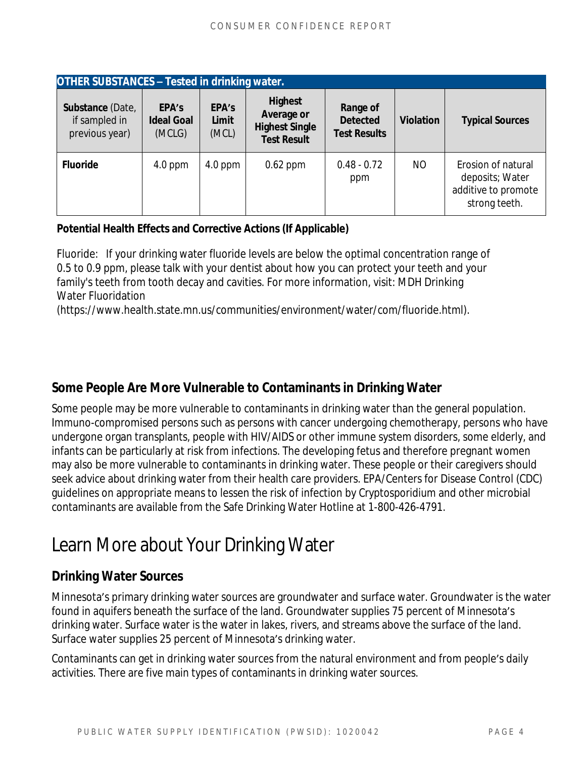| OTHER SUBSTANCES – Tested in drinking water. | | | | | | |
|---|---|---|---|---|---|---|
| **Substance** (Date, if sampled in previous year) | **EPA's Ideal Goal** (MCLG) | **EPA's Limit** (MCL) | **Highest Average or Highest Single Test Result** | **Range of Detected Test Results** | **Violation** | **Typical Sources** |
| **Fluoride** | 4.0 ppm | 4.0 ppm | 0.62 ppm | 0.48 - 0.72 ppm | NO | Erosion of natural deposits; Water additive to promote strong teeth. |

**Potential Health Effects and Corrective Actions (If Applicable)**

Fluoride: If your drinking water fluoride levels are below the optimal concentration range of 0.5 to 0.9 ppm, please talk with your dentist about how you can protect your teeth and your family's teeth from tooth decay and cavities. For more information, visit: MDH Drinking Water Fluoridation (https://www.health.state.mn.us/communities/environment/water/com/fluoride.html).

## Some People Are More Vulnerable to Contaminants in Drinking Water

Some people may be more vulnerable to contaminants in drinking water than the general population. Immuno-compromised persons such as persons with cancer undergoing chemotherapy, persons who have undergone organ transplants, people with HIV/AIDS or other immune system disorders, some elderly, and infants can be particularly at risk from infections. The developing fetus and therefore pregnant women may also be more vulnerable to contaminants in drinking water. These people or their caregivers should seek advice about drinking water from their health care providers. EPA/Centers for Disease Control (CDC) guidelines on appropriate means to lessen the risk of infection by Cryptosporidium and other microbial contaminants are available from the Safe Drinking Water Hotline at 1-800-426-4791.

# Learn More about Your Drinking Water

## Drinking Water Sources

Minnesota's primary drinking water sources are groundwater and surface water. Groundwater is the water found in aquifers beneath the surface of the land. Groundwater supplies 75 percent of Minnesota's drinking water. Surface water is the water in lakes, rivers, and streams above the surface of the land. Surface water supplies 25 percent of Minnesota's drinking water.

Contaminants can get in drinking water sources from the natural environment and from people's daily activities. There are five main types of contaminants in drinking water sources.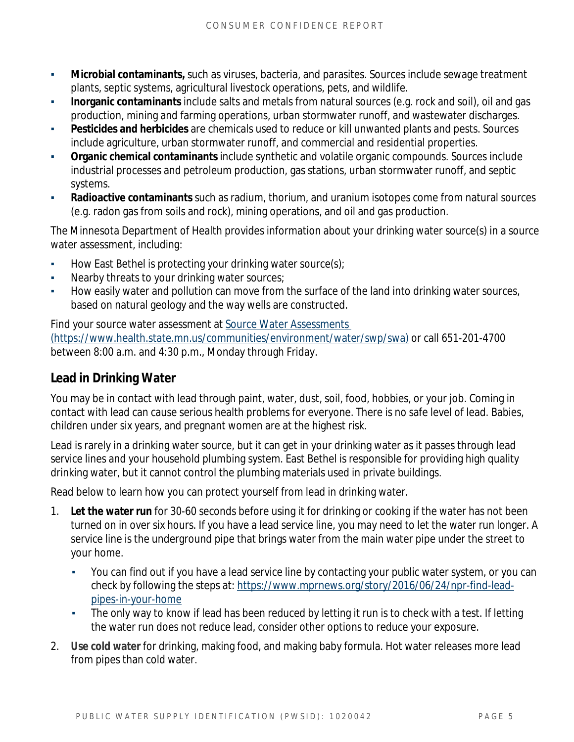- **Microbial contaminants,** such as viruses, bacteria, and parasites. Sources include sewage treatment plants, septic systems, agricultural livestock operations, pets, and wildlife.
- **Inorganic contaminants** include salts and metals from natural sources (e.g. rock and soil), oil and gas production, mining and farming operations, urban stormwater runoff, and wastewater discharges.
- **Pesticides and herbicides** are chemicals used to reduce or kill unwanted plants and pests. Sources include agriculture, urban stormwater runoff, and commercial and residential properties.
- **Organic chemical contaminants** include synthetic and volatile organic compounds. Sources include industrial processes and petroleum production, gas stations, urban stormwater runoff, and septic systems.
- **Radioactive contaminants** such as radium, thorium, and uranium isotopes come from natural sources (e.g. radon gas from soils and rock), mining operations, and oil and gas production.

The Minnesota Department of Health provides information about your drinking water source(s) in a source water assessment, including:

- How East Bethel is protecting your drinking water source(s);
- Nearby threats to your drinking water sources;
- How easily water and pollution can move from the surface of the land into drinking water sources, based on natural geology and the way wells are constructed.

Find your source water assessment at [Source Water Assessments (https://www.health.state.mn.us/communities/environment/water/swp/swa)](https://www.health.state.mn.us/communities/environment/water/swp/swa) or call 651-201-4700 between 8:00 a.m. and 4:30 p.m., Monday through Friday.

## Lead in Drinking Water

You may be in contact with lead through paint, water, dust, soil, food, hobbies, or your job. Coming in contact with lead can cause serious health problems for everyone. There is no safe level of lead. Babies, children under six years, and pregnant women are at the highest risk.

Lead is rarely in a drinking water source, but it can get in your drinking water as it passes through lead service lines and your household plumbing system. East Bethel is responsible for providing high quality drinking water, but it cannot control the plumbing materials used in private buildings.

Read below to learn how you can protect yourself from lead in drinking water.

1. **Let the water run** for 30-60 seconds before using it for drinking or cooking if the water has not been turned on in over six hours. If you have a lead service line, you may need to let the water run longer. A service line is the underground pipe that brings water from the main water pipe under the street to your home.
    - You can find out if you have a lead service line by contacting your public water system, or you can check by following the steps at: [https://www.mprnews.org/story/2016/06/24/npr-find-lead-pipes-in-your-home](https://www.mprnews.org/story/2016/06/24/npr-find-lead-pipes-in-your-home)
    - The only way to know if lead has been reduced by letting it run is to check with a test. If letting the water run does not reduce lead, consider other options to reduce your exposure.
2. **Use cold water** for drinking, making food, and making baby formula. Hot water releases more lead from pipes than cold water.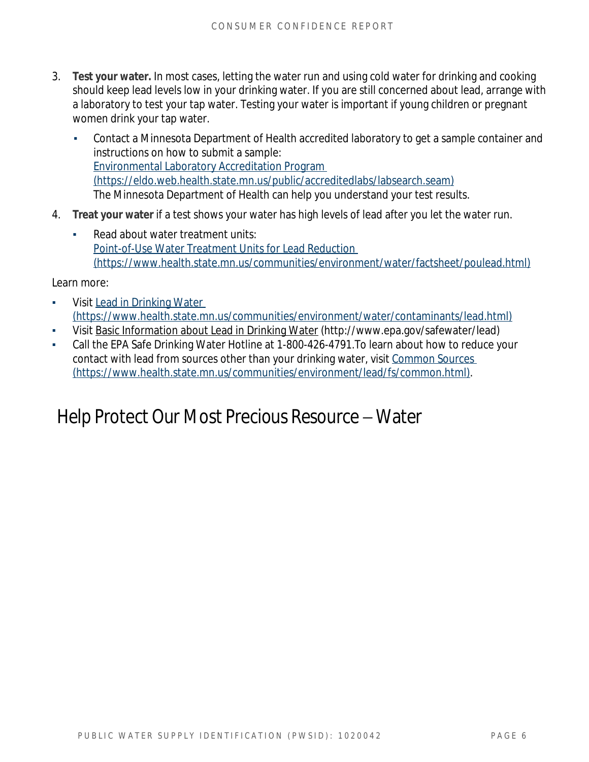3. **Test your water.** In most cases, letting the water run and using cold water for drinking and cooking should keep lead levels low in your drinking water. If you are still concerned about lead, arrange with a laboratory to test your tap water. Testing your water is important if young children or pregnant women drink your tap water.
   - Contact a Minnesota Department of Health accredited laboratory to get a sample container and instructions on how to submit a sample: [Environmental Laboratory Accreditation Program (https://eldo.web.health.state.mn.us/public/accreditedlabs/labsearch.seam)](https://eldo.web.health.state.mn.us/public/accreditedlabs/labsearch.seam) The Minnesota Department of Health can help you understand your test results.
4. **Treat your water** if a test shows your water has high levels of lead after you let the water run.
   - Read about water treatment units: [Point-of-Use Water Treatment Units for Lead Reduction (https://www.health.state.mn.us/communities/environment/water/factsheet/poulead.html)](https://www.health.state.mn.us/communities/environment/water/factsheet/poulead.html)

Learn more:

- Visit [Lead in Drinking Water (https://www.health.state.mn.us/communities/environment/water/contaminants/lead.html)](https://www.health.state.mn.us/communities/environment/water/contaminants/lead.html)
- Visit Basic Information about Lead in Drinking Water (http://www.epa.gov/safewater/lead)
- Call the EPA Safe Drinking Water Hotline at 1-800-426-4791.To learn about how to reduce your contact with lead from sources other than your drinking water, visit [Common Sources (https://www.health.state.mn.us/communities/environment/lead/fs/common.html)](https://www.health.state.mn.us/communities/environment/lead/fs/common.html).

# Help Protect Our Most Precious Resource – Water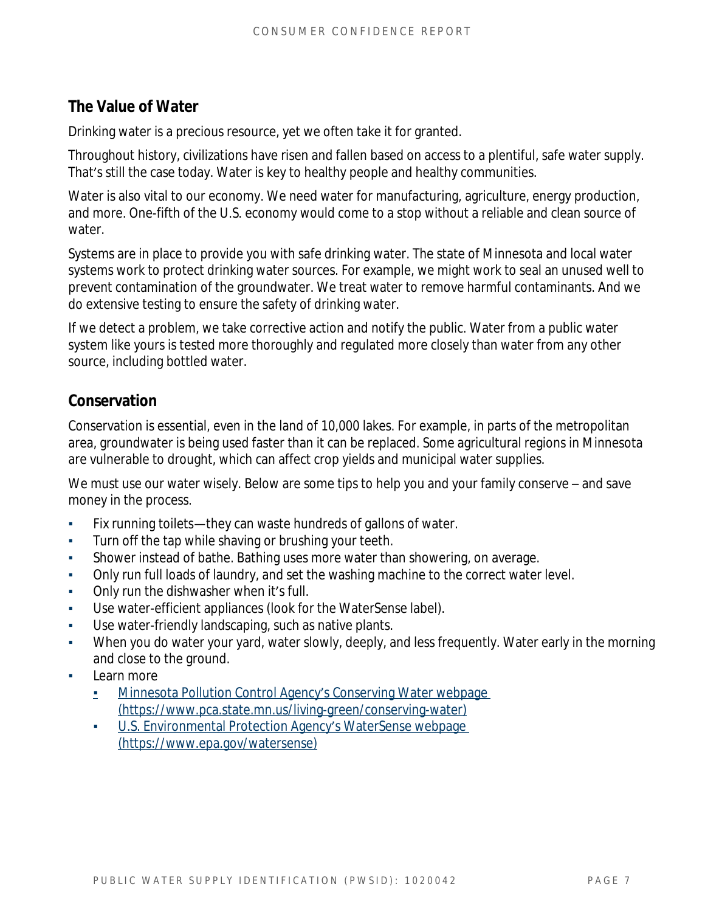## The Value of Water

Drinking water is a precious resource, yet we often take it for granted.

Throughout history, civilizations have risen and fallen based on access to a plentiful, safe water supply. That's still the case today. Water is key to healthy people and healthy communities.

Water is also vital to our economy. We need water for manufacturing, agriculture, energy production, and more. One-fifth of the U.S. economy would come to a stop without a reliable and clean source of water.

Systems are in place to provide you with safe drinking water. The state of Minnesota and local water systems work to protect drinking water sources. For example, we might work to seal an unused well to prevent contamination of the groundwater. We treat water to remove harmful contaminants. And we do extensive testing to ensure the safety of drinking water.

If we detect a problem, we take corrective action and notify the public. Water from a public water system like yours is tested more thoroughly and regulated more closely than water from any other source, including bottled water.

## Conservation

Conservation is essential, even in the land of 10,000 lakes. For example, in parts of the metropolitan area, groundwater is being used faster than it can be replaced. Some agricultural regions in Minnesota are vulnerable to drought, which can affect crop yields and municipal water supplies.

We must use our water wisely. Below are some tips to help you and your family conserve – and save money in the process.

- Fix running toilets—they can waste hundreds of gallons of water.
- Turn off the tap while shaving or brushing your teeth.
- Shower instead of bathe. Bathing uses more water than showering, on average.
- Only run full loads of laundry, and set the washing machine to the correct water level.
- Only run the dishwasher when it's full.
- Use water-efficient appliances (look for the WaterSense label).
- Use water-friendly landscaping, such as native plants.
- When you do water your yard, water slowly, deeply, and less frequently. Water early in the morning and close to the ground.
- Learn more
  - [Minnesota Pollution Control Agency's Conserving Water webpage (https://www.pca.state.mn.us/living-green/conserving-water)](https://www.pca.state.mn.us/living-green/conserving-water)
  - [U.S. Environmental Protection Agency's WaterSense webpage (https://www.epa.gov/watersense)](https://www.epa.gov/watersense)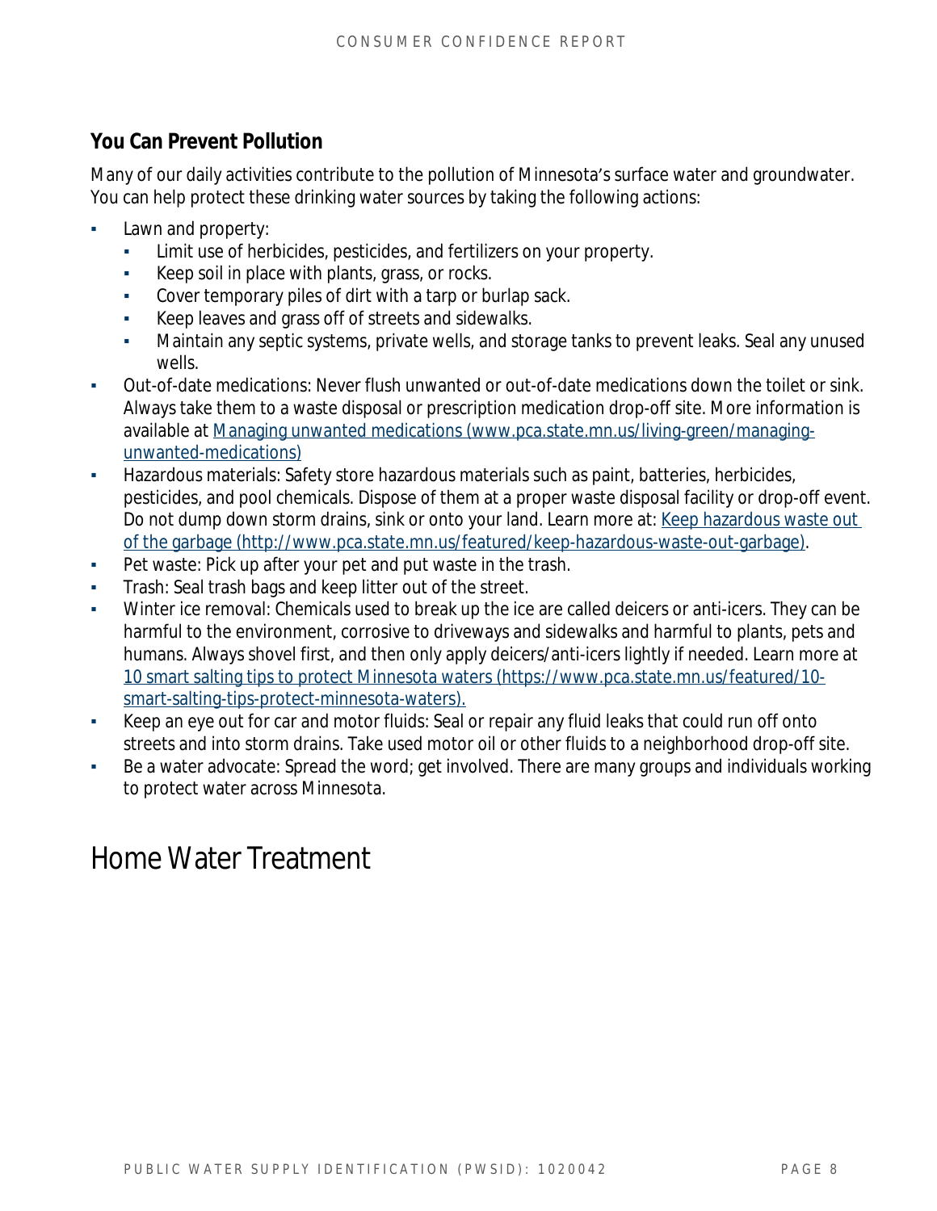### You Can Prevent Pollution

Many of our daily activities contribute to the pollution of Minnesota's surface water and groundwater. You can help protect these drinking water sources by taking the following actions:

- Lawn and property:
  - Limit use of herbicides, pesticides, and fertilizers on your property.
  - Keep soil in place with plants, grass, or rocks.
  - Cover temporary piles of dirt with a tarp or burlap sack.
  - Keep leaves and grass off of streets and sidewalks.
  - Maintain any septic systems, private wells, and storage tanks to prevent leaks. Seal any unused wells.
- Out-of-date medications: Never flush unwanted or out-of-date medications down the toilet or sink. Always take them to a waste disposal or prescription medication drop-off site. More information is available at [Managing unwanted medications (www.pca.state.mn.us/living-green/managing-unwanted-medications)](www.pca.state.mn.us/living-green/managing-unwanted-medications)
- Hazardous materials: Safety store hazardous materials such as paint, batteries, herbicides, pesticides, and pool chemicals. Dispose of them at a proper waste disposal facility or drop-off event. Do not dump down storm drains, sink or onto your land. Learn more at: [Keep hazardous waste out of the garbage (http://www.pca.state.mn.us/featured/keep-hazardous-waste-out-garbage)](http://www.pca.state.mn.us/featured/keep-hazardous-waste-out-garbage).
- Pet waste: Pick up after your pet and put waste in the trash.
- Trash: Seal trash bags and keep litter out of the street.
- Winter ice removal: Chemicals used to break up the ice are called deicers or anti-icers. They can be harmful to the environment, corrosive to driveways and sidewalks and harmful to plants, pets and humans. Always shovel first, and then only apply deicers/anti-icers lightly if needed. Learn more at [10 smart salting tips to protect Minnesota waters (https://www.pca.state.mn.us/featured/10-smart-salting-tips-protect-minnesota-waters).](https://www.pca.state.mn.us/featured/10-smart-salting-tips-protect-minnesota-waters)
- Keep an eye out for car and motor fluids: Seal or repair any fluid leaks that could run off onto streets and into storm drains. Take used motor oil or other fluids to a neighborhood drop-off site.
- Be a water advocate: Spread the word; get involved. There are many groups and individuals working to protect water across Minnesota.

# Home Water Treatment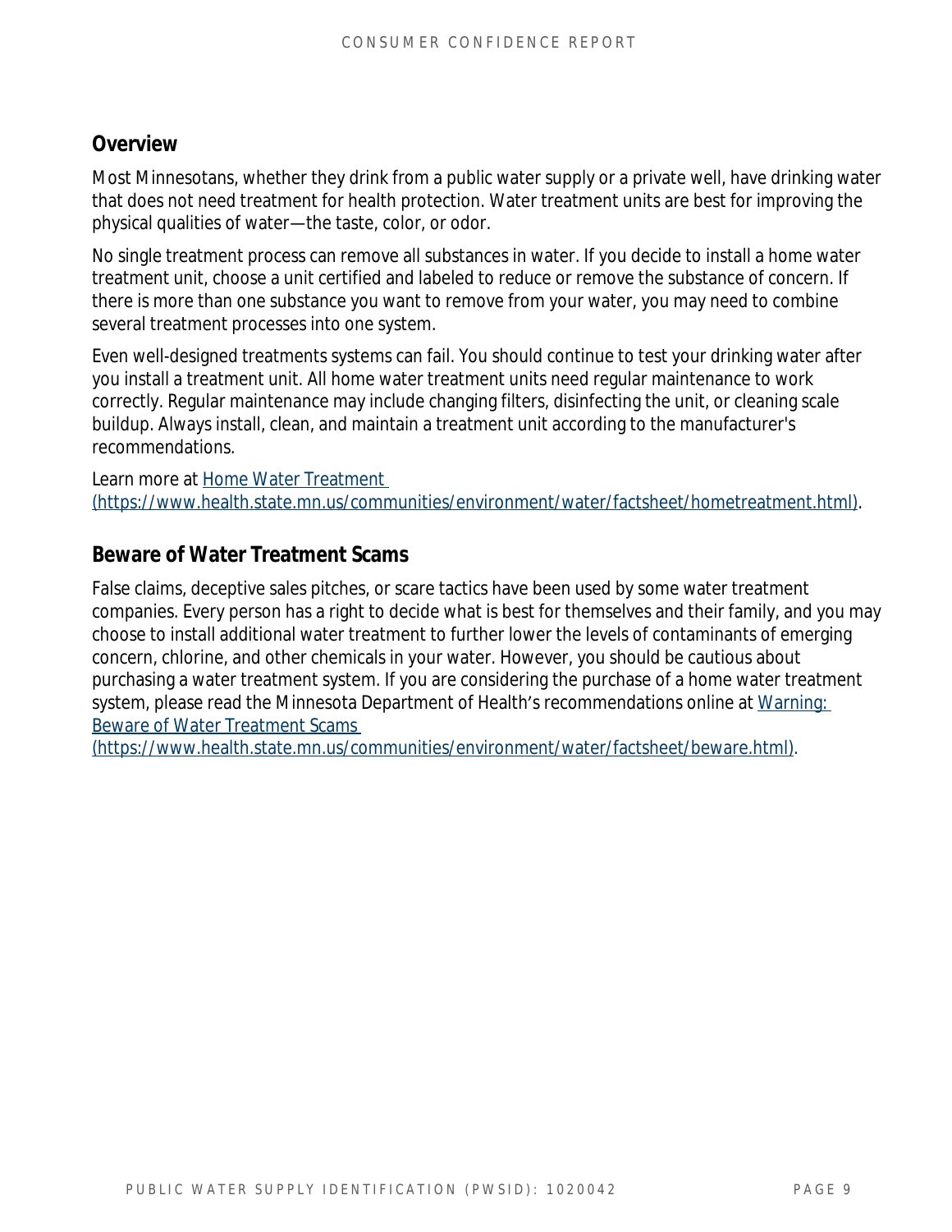## Overview

Most Minnesotans, whether they drink from a public water supply or a private well, have drinking water that does not need treatment for health protection. Water treatment units are best for improving the physical qualities of water—the taste, color, or odor.

No single treatment process can remove all substances in water. If you decide to install a home water treatment unit, choose a unit certified and labeled to reduce or remove the substance of concern. If there is more than one substance you want to remove from your water, you may need to combine several treatment processes into one system.

Even well-designed treatments systems can fail. You should continue to test your drinking water after you install a treatment unit. All home water treatment units need regular maintenance to work correctly. Regular maintenance may include changing filters, disinfecting the unit, or cleaning scale buildup. Always install, clean, and maintain a treatment unit according to the manufacturer's recommendations.

Learn more at [Home Water Treatment (https://www.health.state.mn.us/communities/environment/water/factsheet/hometreatment.html)](https://www.health.state.mn.us/communities/environment/water/factsheet/hometreatment.html).

## Beware of Water Treatment Scams

False claims, deceptive sales pitches, or scare tactics have been used by some water treatment companies. Every person has a right to decide what is best for themselves and their family, and you may choose to install additional water treatment to further lower the levels of contaminants of emerging concern, chlorine, and other chemicals in your water. However, you should be cautious about purchasing a water treatment system. If you are considering the purchase of a home water treatment system, please read the Minnesota Department of Health's recommendations online at [Warning: Beware of Water Treatment Scams (https://www.health.state.mn.us/communities/environment/water/factsheet/beware.html)](https://www.health.state.mn.us/communities/environment/water/factsheet/beware.html).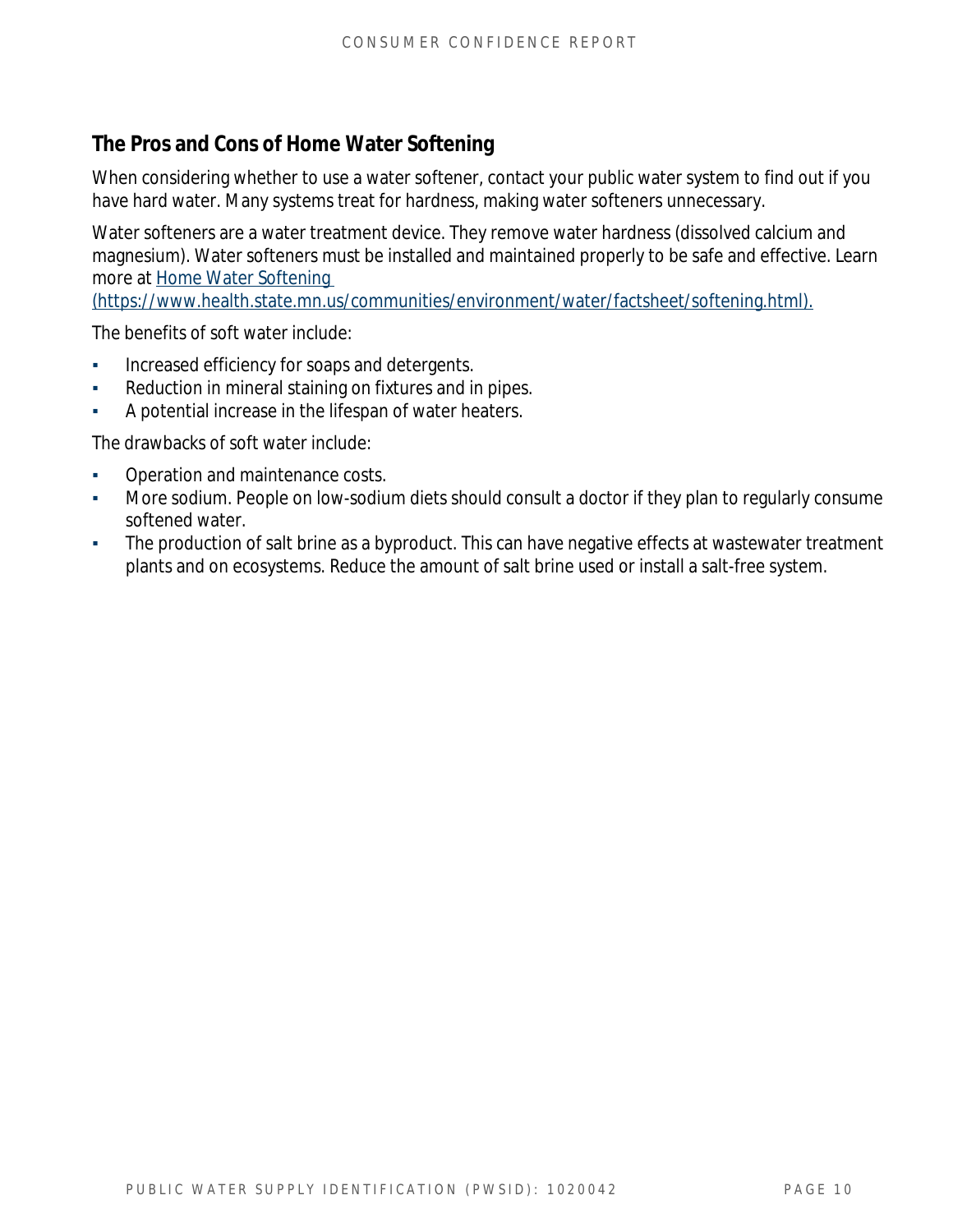## The Pros and Cons of Home Water Softening

When considering whether to use a water softener, contact your public water system to find out if you have hard water. Many systems treat for hardness, making water softeners unnecessary.

Water softeners are a water treatment device. They remove water hardness (dissolved calcium and magnesium). Water softeners must be installed and maintained properly to be safe and effective. Learn more at [Home Water Softening (https://www.health.state.mn.us/communities/environment/water/factsheet/softening.html).](https://www.health.state.mn.us/communities/environment/water/factsheet/softening.html)

The benefits of soft water include:

- Increased efficiency for soaps and detergents.
- Reduction in mineral staining on fixtures and in pipes.
- A potential increase in the lifespan of water heaters.

The drawbacks of soft water include:

- Operation and maintenance costs.
- More sodium. People on low-sodium diets should consult a doctor if they plan to regularly consume softened water.
- The production of salt brine as a byproduct. This can have negative effects at wastewater treatment plants and on ecosystems. Reduce the amount of salt brine used or install a salt-free system.